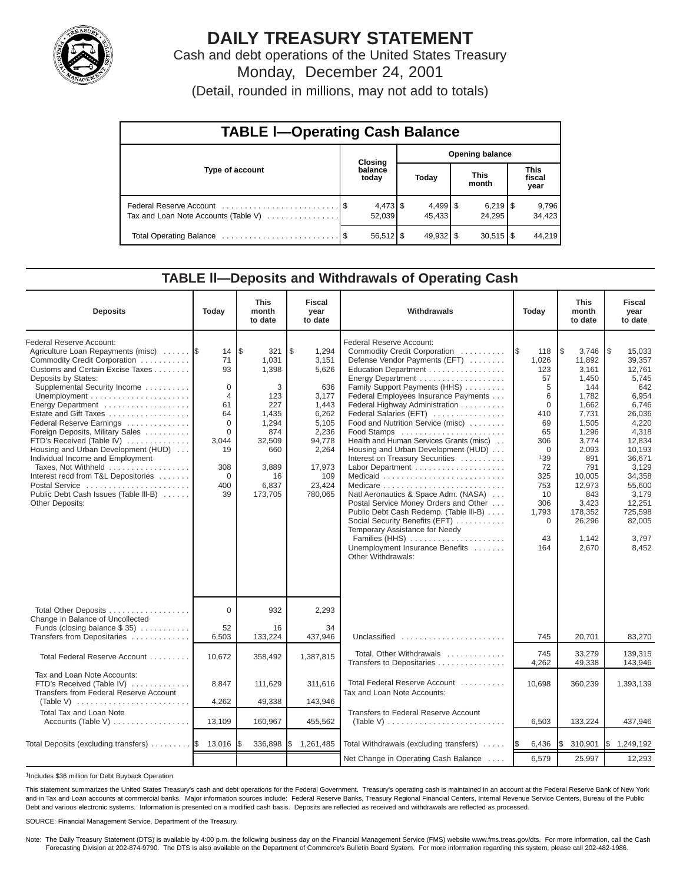# DAILY TREASURY STATEMENT

Cash and debt operations of the United States Treasury

Monday, December 24, 2001

(Detail, rounded in millions, may not add to totals)

## TABLE I—Operating Cash Balance

| Type of account | Closing balance today | Opening balance Today | Opening balance This month | Opening balance This fiscal year |
|---|---|---|---|---|
| Federal Reserve Account | $ 4,473 | $ 4,499 | $ 6,219 | $ 9,796 |
| Tax and Loan Note Accounts (Table V) | 52,039 | 45,433 | 24,295 | 34,423 |
| Total Operating Balance | $ 56,512 | $ 49,932 | $ 30,515 | $ 44,219 |

## TABLE II—Deposits and Withdrawals of Operating Cash

| Deposits | Today | This month to date | Fiscal year to date | Withdrawals | Today | This month to date | Fiscal year to date |
|---|---|---|---|---|---|---|---|
| Federal Reserve Account: | | | | Federal Reserve Account: | | | |
| Agriculture Loan Repayments (misc) | $ 14 | $ 321 | $ 1,294 | Commodity Credit Corporation | $ 118 | $ 3,746 | $ 15,033 |
| Commodity Credit Corporation | 71 | 1,031 | 3,151 | Defense Vendor Payments (EFT) | 1,026 | 11,892 | 39,357 |
| Customs and Certain Excise Taxes | 93 | 1,398 | 5,626 | Education Department | 123 | 3,161 | 12,761 |
| Deposits by States: | | | | Energy Department | 57 | 1,450 | 5,745 |
| Supplemental Security Income | 0 | 3 | 636 | Family Support Payments (HHS) | 5 | 144 | 642 |
| Unemployment | 4 | 123 | 3,177 | Federal Employees Insurance Payments | 6 | 1,782 | 6,954 |
| Energy Department | 61 | 227 | 1,443 | Federal Highway Administration | 0 | 1,662 | 6,746 |
| Estate and Gift Taxes | 64 | 1,435 | 6,262 | Federal Salaries (EFT) | 410 | 7,731 | 26,036 |
| Federal Reserve Earnings | 0 | 1,294 | 5,105 | Food and Nutrition Service (misc) | 69 | 1,505 | 4,220 |
| Foreign Deposits, Military Sales | 0 | 874 | 2,236 | Food Stamps | 65 | 1,296 | 4,318 |
| FTD's Received (Table IV) | 3,044 | 32,509 | 94,778 | Health and Human Services Grants (misc) | 306 | 3,774 | 12,834 |
| Housing and Urban Development (HUD) | 19 | 660 | 2,264 | Housing and Urban Development (HUD) | 0 | 2,093 | 10,193 |
| Individual Income and Employment Taxes, Not Withheld | 308 | 3,889 | 17,973 | Interest on Treasury Securities | [1]39 | 891 | 36,671 |
| Interest recd from T&L Depositories | 0 | 16 | 109 | Labor Department | 72 | 791 | 3,129 |
| Postal Service | 400 | 6,837 | 23,424 | Medicaid | 325 | 10,005 | 34,358 |
| Public Debt Cash Issues (Table III-B) | 39 | 173,705 | 780,065 | Medicare | 753 | 12,973 | 55,600 |
| Other Deposits: | | | | Natl Aeronautics & Space Adm. (NASA) | 10 | 843 | 3,179 |
| | | | | Postal Service Money Orders and Other | 306 | 3,423 | 12,251 |
| | | | | Public Debt Cash Redemp. (Table III-B) | 1,793 | 178,352 | 725,598 |
| | | | | Social Security Benefits (EFT) | 0 | 26,296 | 82,005 |
| | | | | Temporary Assistance for Needy Families (HHS) | 43 | 1,142 | 3,797 |
| | | | | Unemployment Insurance Benefits | 164 | 2,670 | 8,452 |
| | | | | Other Withdrawals: | | | |
| Total Other Deposits | 0 | 932 | 2,293 | | | | |
| Change in Balance of Uncollected Funds (closing balance $ 35) | 52 | 16 | 34 | | | | |
| Transfers from Depositaries | 6,503 | 133,224 | 437,946 | Unclassified | 745 | 20,701 | 83,270 |
| Total Federal Reserve Account | 10,672 | 358,492 | 1,387,815 | Total, Other Withdrawals | 745 | 33,279 | 139,315 |
| | | | | Transfers to Depositaries | 4,262 | 49,338 | 143,946 |
| Tax and Loan Note Accounts: | | | | | | | |
| FTD's Received (Table IV) | 8,847 | 111,629 | 311,616 | Total Federal Reserve Account | 10,698 | 360,239 | 1,393,139 |
| Transfers from Federal Reserve Account (Table V) | 4,262 | 49,338 | 143,946 | Tax and Loan Note Accounts: | | | |
| Total Tax and Loan Note Accounts (Table V) | 13,109 | 160,967 | 455,562 | Transfers to Federal Reserve Account (Table V) | 6,503 | 133,224 | 437,946 |
| Total Deposits (excluding transfers) | $ 13,016 | $ 336,898 | $ 1,261,485 | Total Withdrawals (excluding transfers) | $ 6,436 | $ 310,901 | $ 1,249,192 |
| | | | | Net Change in Operating Cash Balance | 6,579 | 25,997 | 12,293 |

[1]Includes $36 million for Debt Buyback Operation.

This statement summarizes the United States Treasury's cash and debt operations for the Federal Government. Treasury's operating cash is maintained in an account at the Federal Reserve Bank of New York and in Tax and Loan accounts at commercial banks. Major information sources include: Federal Reserve Banks, Treasury Regional Financial Centers, Internal Revenue Service Centers, Bureau of the Public Debt and various electronic systems. Information is presented on a modified cash basis. Deposits are reflected as received and withdrawals are reflected as processed.

SOURCE: Financial Management Service, Department of the Treasury.

Note: The Daily Treasury Statement (DTS) is available by 4:00 p.m. the following business day on the Financial Management Service (FMS) website www.fms.treas.gov/dts. For more information, call the Cash Forecasting Division at 202-874-9790. The DTS is also available on the Department of Commerce's Bulletin Board System. For more information regarding this system, please call 202-482-1986.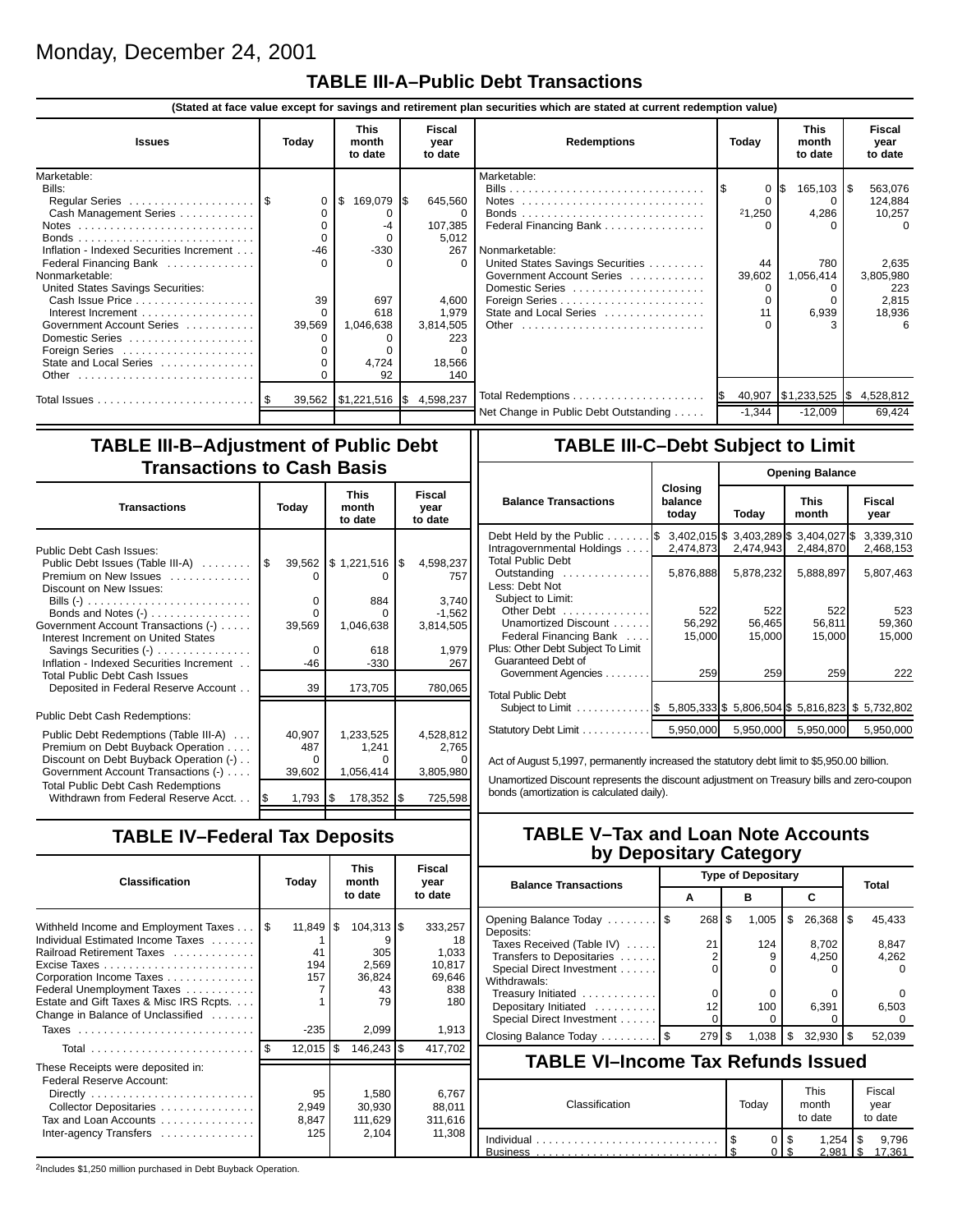Monday, December 24, 2001

## TABLE III-A–Public Debt Transactions

(Stated at face value except for savings and retirement plan securities which are stated at current redemption value)

| Issues | Today | This month to date | Fiscal year to date |
|---|---|---|---|
| Marketable: | | | |
| Bills: | | | |
| Regular Series | $ 0 | $ 169,079 | $ 645,560 |
| Cash Management Series | 0 | 0 | 0 |
| Notes | 0 | -4 | 107,385 |
| Bonds | 0 | 0 | 5,012 |
| Inflation - Indexed Securities Increment | -46 | -330 | 267 |
| Federal Financing Bank | 0 | 0 | 0 |
| Nonmarketable: | | | |
| United States Savings Securities: | | | |
| Cash Issue Price | 39 | 697 | 4,600 |
| Interest Increment | 0 | 618 | 1,979 |
| Government Account Series | 39,569 | 1,046,638 | 3,814,505 |
| Domestic Series | 0 | 0 | 223 |
| Foreign Series | 0 | 0 | 0 |
| State and Local Series | 0 | 4,724 | 18,566 |
| Other | 0 | 92 | 140 |
| Total Issues | $ 39,562 | $1,221,516 | $ 4,598,237 |

| Redemptions | Today | This month to date | Fiscal year to date |
|---|---|---|---|
| Marketable: | | | |
| Bills | $ 0 | $ 165,103 | $ 563,076 |
| Notes | 0 | 0 | 124,884 |
| Bonds | [2]1,250 | 4,286 | 10,257 |
| Federal Financing Bank | 0 | 0 | 0 |
| Nonmarketable: | | | |
| United States Savings Securities | 44 | 780 | 2,635 |
| Government Account Series | 39,602 | 1,056,414 | 3,805,980 |
| Domestic Series | 0 | 0 | 223 |
| Foreign Series | 0 | 0 | 2,815 |
| State and Local Series | 11 | 6,939 | 18,936 |
| Other | 0 | 3 | 6 |
| Total Redemptions | $ 40,907 | $1,233,525 | $ 4,528,812 |
| Net Change in Public Debt Outstanding | -1,344 | -12,009 | 69,424 |

## TABLE III-B–Adjustment of Public Debt Transactions to Cash Basis

| Transactions | Today | This month to date | Fiscal year to date |
|---|---|---|---|
| Public Debt Cash Issues: | | | |
| Public Debt Issues (Table III-A) | $ 39,562 | $ 1,221,516 | $ 4,598,237 |
| Premium on New Issues | 0 | 0 | 757 |
| Discount on New Issues: | | | |
| Bills (-) | 0 | 884 | 3,740 |
| Bonds and Notes (-) | 0 | 0 | -1,562 |
| Government Account Transactions (-) | 39,569 | 1,046,638 | 3,814,505 |
| Interest Increment on United States Savings Securities (-) | 0 | 618 | 1,979 |
| Inflation - Indexed Securities Increment | -46 | -330 | 267 |
| Total Public Debt Cash Issues Deposited in Federal Reserve Account | 39 | 173,705 | 780,065 |
| Public Debt Cash Redemptions: | | | |
| Public Debt Redemptions (Table III-A) | 40,907 | 1,233,525 | 4,528,812 |
| Premium on Debt Buyback Operation | 487 | 1,241 | 2,765 |
| Discount on Debt Buyback Operation (-) | 0 | 0 | 0 |
| Government Account Transactions (-) | 39,602 | 1,056,414 | 3,805,980 |
| Total Public Debt Cash Redemptions Withdrawn from Federal Reserve Acct. | $ 1,793 | $ 178,352 | $ 725,598 |

## TABLE III-C–Debt Subject to Limit

| Balance Transactions | Closing balance today | Opening Balance Today | Opening Balance This month | Opening Balance Fiscal year |
|---|---|---|---|---|
| Debt Held by the Public | $ 3,402,015 | $ 3,403,289 | $ 3,404,027 | $ 3,339,310 |
| Intragovernmental Holdings | 2,474,873 | 2,474,943 | 2,484,870 | 2,468,153 |
| Total Public Debt Outstanding | 5,876,888 | 5,878,232 | 5,888,897 | 5,807,463 |
| Less: Debt Not Subject to Limit: | | | | |
| Other Debt | 522 | 522 | 522 | 523 |
| Unamortized Discount | 56,292 | 56,465 | 56,811 | 59,360 |
| Federal Financing Bank | 15,000 | 15,000 | 15,000 | 15,000 |
| Plus: Other Debt Subject To Limit Guaranteed Debt of Government Agencies | 259 | 259 | 259 | 222 |
| Total Public Debt Subject to Limit | $ 5,805,333 | $ 5,806,504 | $ 5,816,823 | $ 5,732,802 |
| Statutory Debt Limit | 5,950,000 | 5,950,000 | 5,950,000 | 5,950,000 |

Act of August 5,1997, permanently increased the statutory debt limit to $5,950.00 billion.

Unamortized Discount represents the discount adjustment on Treasury bills and zero-coupon bonds (amortization is calculated daily).

## TABLE IV–Federal Tax Deposits

| Classification | Today | This month to date | Fiscal year to date |
|---|---|---|---|
| Withheld Income and Employment Taxes | $ 11,849 | $ 104,313 | $ 333,257 |
| Individual Estimated Income Taxes | 1 | 9 | 18 |
| Railroad Retirement Taxes | 41 | 305 | 1,033 |
| Excise Taxes | 194 | 2,569 | 10,817 |
| Corporation Income Taxes | 157 | 36,824 | 69,646 |
| Federal Unemployment Taxes | 7 | 43 | 838 |
| Estate and Gift Taxes & Misc IRS Rcpts. | 1 | 79 | 180 |
| Change in Balance of Unclassified Taxes | -235 | 2,099 | 1,913 |
| Total | $ 12,015 | $ 146,243 | $ 417,702 |
| These Receipts were deposited in: | | | |
| Federal Reserve Account: | | | |
| Directly | 95 | 1,580 | 6,767 |
| Collector Depositaries | 2,949 | 30,930 | 88,011 |
| Tax and Loan Accounts | 8,847 | 111,629 | 311,616 |
| Inter-agency Transfers | 125 | 2,104 | 11,308 |

## TABLE V–Tax and Loan Note Accounts by Depositary Category

| Balance Transactions | Type of Depositary A | Type of Depositary B | Type of Depositary C | Total |
|---|---|---|---|---|
| Opening Balance Today | $ 268 | $ 1,005 | $ 26,368 | $ 45,433 |
| Deposits: | | | | |
| Taxes Received (Table IV) | 21 | 124 | 8,702 | 8,847 |
| Transfers to Depositaries | 2 | 9 | 4,250 | 4,262 |
| Special Direct Investment | 0 | 0 | 0 | 0 |
| Withdrawals: | | | | |
| Treasury Initiated | 0 | 0 | 0 | 0 |
| Depositary Initiated | 12 | 100 | 6,391 | 6,503 |
| Special Direct Investment | 0 | 0 | 0 | 0 |
| Closing Balance Today | $ 279 | $ 1,038 | $ 32,930 | $ 52,039 |

## TABLE VI–Income Tax Refunds Issued

| Classification | Today | This month to date | Fiscal year to date |
|---|---|---|---|
| Individual | $ 0 | $ 1,254 | $ 9,796 |
| Business | $ 0 | $ 2,981 | $ 17,361 |

[2]Includes $1,250 million purchased in Debt Buyback Operation.